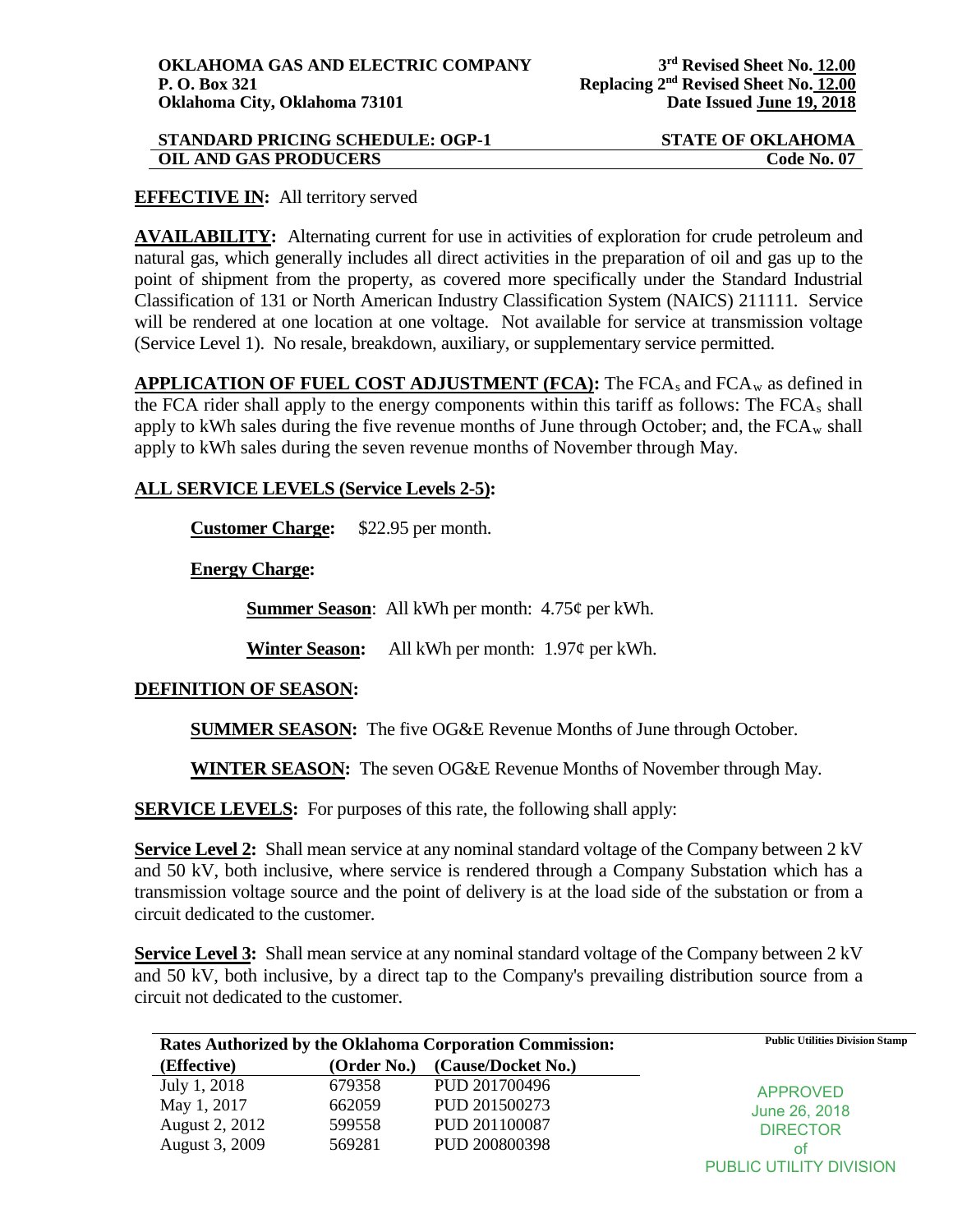**OKLAHOMA GAS AND ELECTRIC COMPANY**
**P. O. Box 321**
**Oklahoma City, Oklahoma 73101**

**3rd Revised Sheet No. 12.00**
**Replacing 2nd Revised Sheet No. 12.00**
**Date Issued June 19, 2018**

**STANDARD PRICING SCHEDULE: OGP-1** — **STATE OF OKLAHOMA**
**OIL AND GAS PRODUCERS** — **Code No. 07**

**EFFECTIVE IN:** All territory served

**AVAILABILITY:** Alternating current for use in activities of exploration for crude petroleum and natural gas, which generally includes all direct activities in the preparation of oil and gas up to the point of shipment from the property, as covered more specifically under the Standard Industrial Classification of 131 or North American Industry Classification System (NAICS) 211111. Service will be rendered at one location at one voltage. Not available for service at transmission voltage (Service Level 1). No resale, breakdown, auxiliary, or supplementary service permitted.

**APPLICATION OF FUEL COST ADJUSTMENT (FCA):** The $FCA_s$ and $FCA_w$ as defined in the FCA rider shall apply to the energy components within this tariff as follows: The $FCA_s$ shall apply to kWh sales during the five revenue months of June through October; and, the $FCA_w$ shall apply to kWh sales during the seven revenue months of November through May.

**ALL SERVICE LEVELS (Service Levels 2-5):**

**Customer Charge:** $22.95 per month.

**Energy Charge:**

**Summer Season**: All kWh per month: 4.75¢ per kWh.

**Winter Season:** All kWh per month: 1.97¢ per kWh.

**DEFINITION OF SEASON:**

**SUMMER SEASON:** The five OG&E Revenue Months of June through October.

**WINTER SEASON:** The seven OG&E Revenue Months of November through May.

**SERVICE LEVELS:** For purposes of this rate, the following shall apply:

**Service Level 2:** Shall mean service at any nominal standard voltage of the Company between 2 kV and 50 kV, both inclusive, where service is rendered through a Company Substation which has a transmission voltage source and the point of delivery is at the load side of the substation or from a circuit dedicated to the customer.

**Service Level 3:** Shall mean service at any nominal standard voltage of the Company between 2 kV and 50 kV, both inclusive, by a direct tap to the Company's prevailing distribution source from a circuit not dedicated to the customer.

**Rates Authorized by the Oklahoma Corporation Commission:**

| (Effective) | (Order No.) | (Cause/Docket No.) |
|---|---|---|
| July 1, 2018 | 679358 | PUD 201700496 |
| May 1, 2017 | 662059 | PUD 201500273 |
| August 2, 2012 | 599558 | PUD 201100087 |
| August 3, 2009 | 569281 | PUD 200800398 |

Public Utilities Division Stamp

APPROVED
June 26, 2018
DIRECTOR
of
PUBLIC UTILITY DIVISION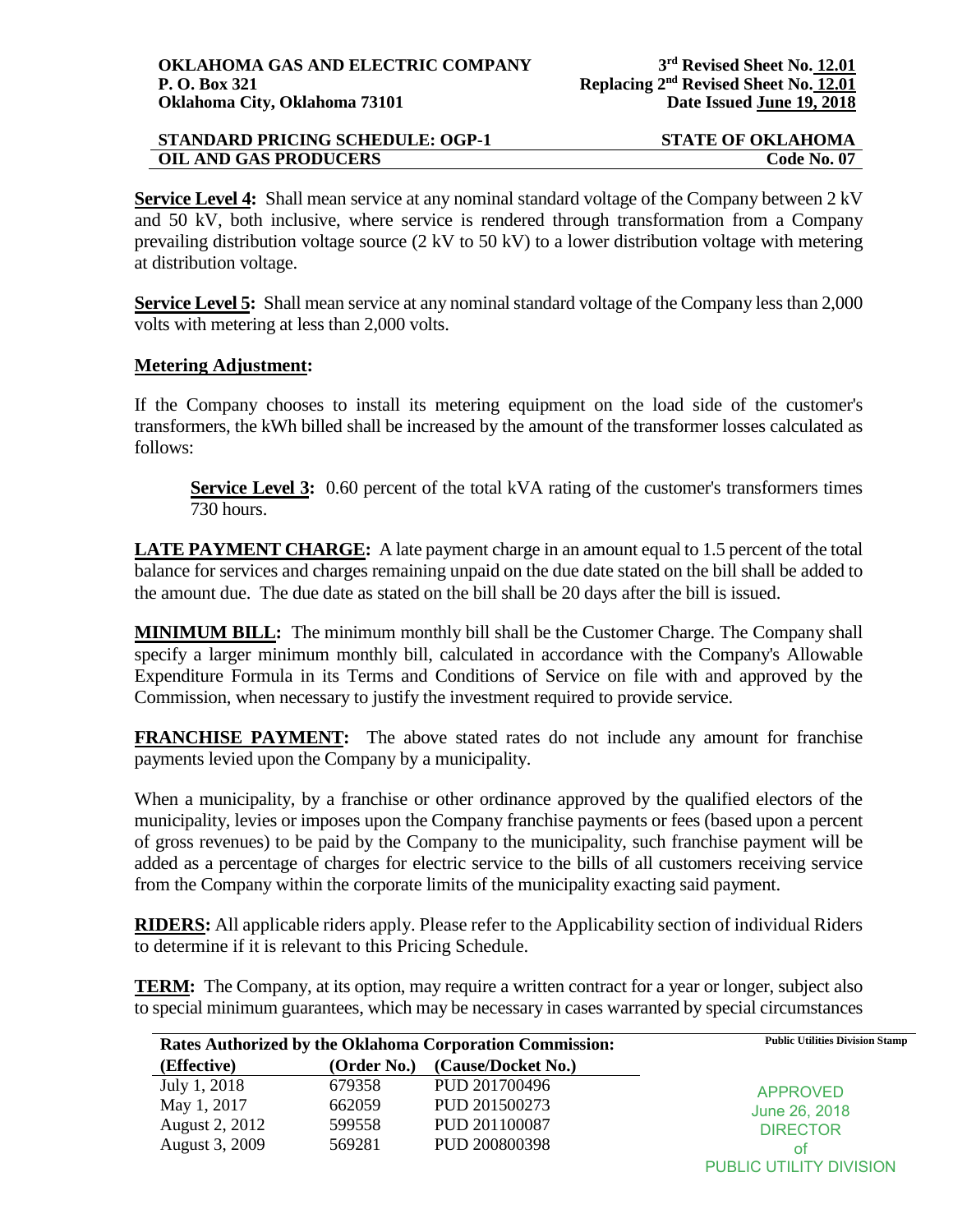**Service Level 4:** Shall mean service at any nominal standard voltage of the Company between 2 kV and 50 kV, both inclusive, where service is rendered through transformation from a Company prevailing distribution voltage source (2 kV to 50 kV) to a lower distribution voltage with metering at distribution voltage.

**Service Level 5:** Shall mean service at any nominal standard voltage of the Company less than 2,000 volts with metering at less than 2,000 volts.

**Metering Adjustment:**

If the Company chooses to install its metering equipment on the load side of the customer's transformers, the kWh billed shall be increased by the amount of the transformer losses calculated as follows:

> **Service Level 3:** 0.60 percent of the total kVA rating of the customer's transformers times 730 hours.

**LATE PAYMENT CHARGE:** A late payment charge in an amount equal to 1.5 percent of the total balance for services and charges remaining unpaid on the due date stated on the bill shall be added to the amount due. The due date as stated on the bill shall be 20 days after the bill is issued.

**MINIMUM BILL:** The minimum monthly bill shall be the Customer Charge. The Company shall specify a larger minimum monthly bill, calculated in accordance with the Company's Allowable Expenditure Formula in its Terms and Conditions of Service on file with and approved by the Commission, when necessary to justify the investment required to provide service.

**FRANCHISE PAYMENT:** The above stated rates do not include any amount for franchise payments levied upon the Company by a municipality.

When a municipality, by a franchise or other ordinance approved by the qualified electors of the municipality, levies or imposes upon the Company franchise payments or fees (based upon a percent of gross revenues) to be paid by the Company to the municipality, such franchise payment will be added as a percentage of charges for electric service to the bills of all customers receiving service from the Company within the corporate limits of the municipality exacting said payment.

**RIDERS:** All applicable riders apply. Please refer to the Applicability section of individual Riders to determine if it is relevant to this Pricing Schedule.

**TERM:** The Company, at its option, may require a written contract for a year or longer, subject also to special minimum guarantees, which may be necessary in cases warranted by special circumstances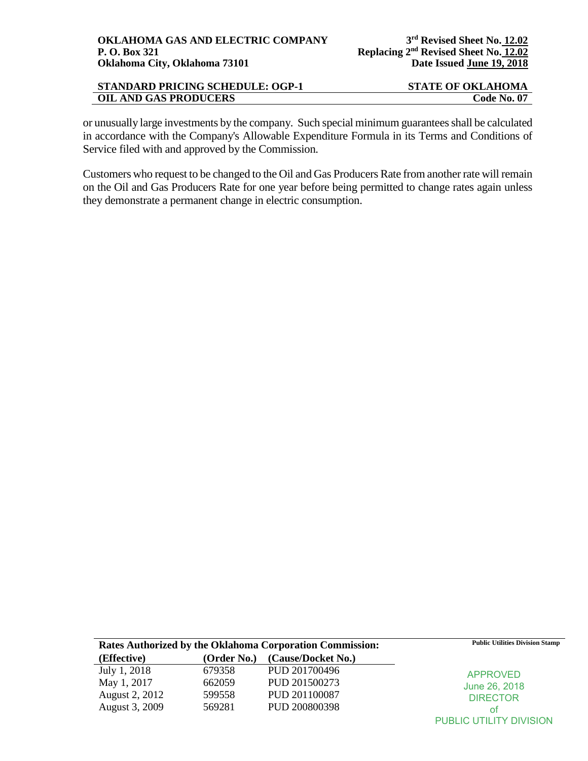or unusually large investments by the company. Such special minimum guarantees shall be calculated in accordance with the Company's Allowable Expenditure Formula in its Terms and Conditions of Service filed with and approved by the Commission.

Customers who request to be changed to the Oil and Gas Producers Rate from another rate will remain on the Oil and Gas Producers Rate for one year before being permitted to change rates again unless they demonstrate a permanent change in electric consumption.

**Rates Authorized by the Oklahoma Corporation Commission:**

| (Effective) | (Order No.) | (Cause/Docket No.) |
|---|---|---|
| July 1, 2018 | 679358 | PUD 201700496 |
| May 1, 2017 | 662059 | PUD 201500273 |
| August 2, 2012 | 599558 | PUD 201100087 |
| August 3, 2009 | 569281 | PUD 200800398 |

Public Utilities Division Stamp

APPROVED
June 26, 2018
DIRECTOR
of
PUBLIC UTILITY DIVISION